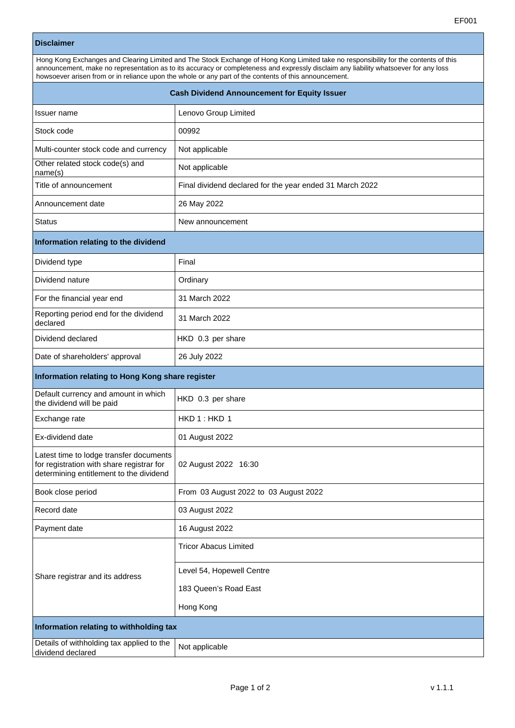EF001

| **Disclaimer** | |
|---|---|
| Hong Kong Exchanges and Clearing Limited and The Stock Exchange of Hong Kong Limited take no responsibility for the contents of this announcement, make no representation as to its accuracy or completeness and expressly disclaim any liability whatsoever for any loss howsoever arisen from or in reliance upon the whole or any part of the contents of this announcement. | |
| **Cash Dividend Announcement for Equity Issuer** | |
| Issuer name | Lenovo Group Limited |
| Stock code | 00992 |
| Multi-counter stock code and currency | Not applicable |
| Other related stock code(s) and name(s) | Not applicable |
| Title of announcement | Final dividend declared for the year ended 31 March 2022 |
| Announcement date | 26 May 2022 |
| Status | New announcement |
| **Information relating to the dividend** | |
| Dividend type | Final |
| Dividend nature | Ordinary |
| For the financial year end | 31 March 2022 |
| Reporting period end for the dividend declared | 31 March 2022 |
| Dividend declared | HKD 0.3 per share |
| Date of shareholders' approval | 26 July 2022 |
| **Information relating to Hong Kong share register** | |
| Default currency and amount in which the dividend will be paid | HKD 0.3 per share |
| Exchange rate | HKD 1 : HKD 1 |
| Ex-dividend date | 01 August 2022 |
| Latest time to lodge transfer documents for registration with share registrar for determining entitlement to the dividend | 02 August 2022 16:30 |
| Book close period | From 03 August 2022 to 03 August 2022 |
| Record date | 03 August 2022 |
| Payment date | 16 August 2022 |
| Share registrar and its address | Tricor Abacus Limited<br>Level 54, Hopewell Centre<br>183 Queen's Road East<br>Hong Kong |
| **Information relating to withholding tax** | |
| Details of withholding tax applied to the dividend declared | Not applicable |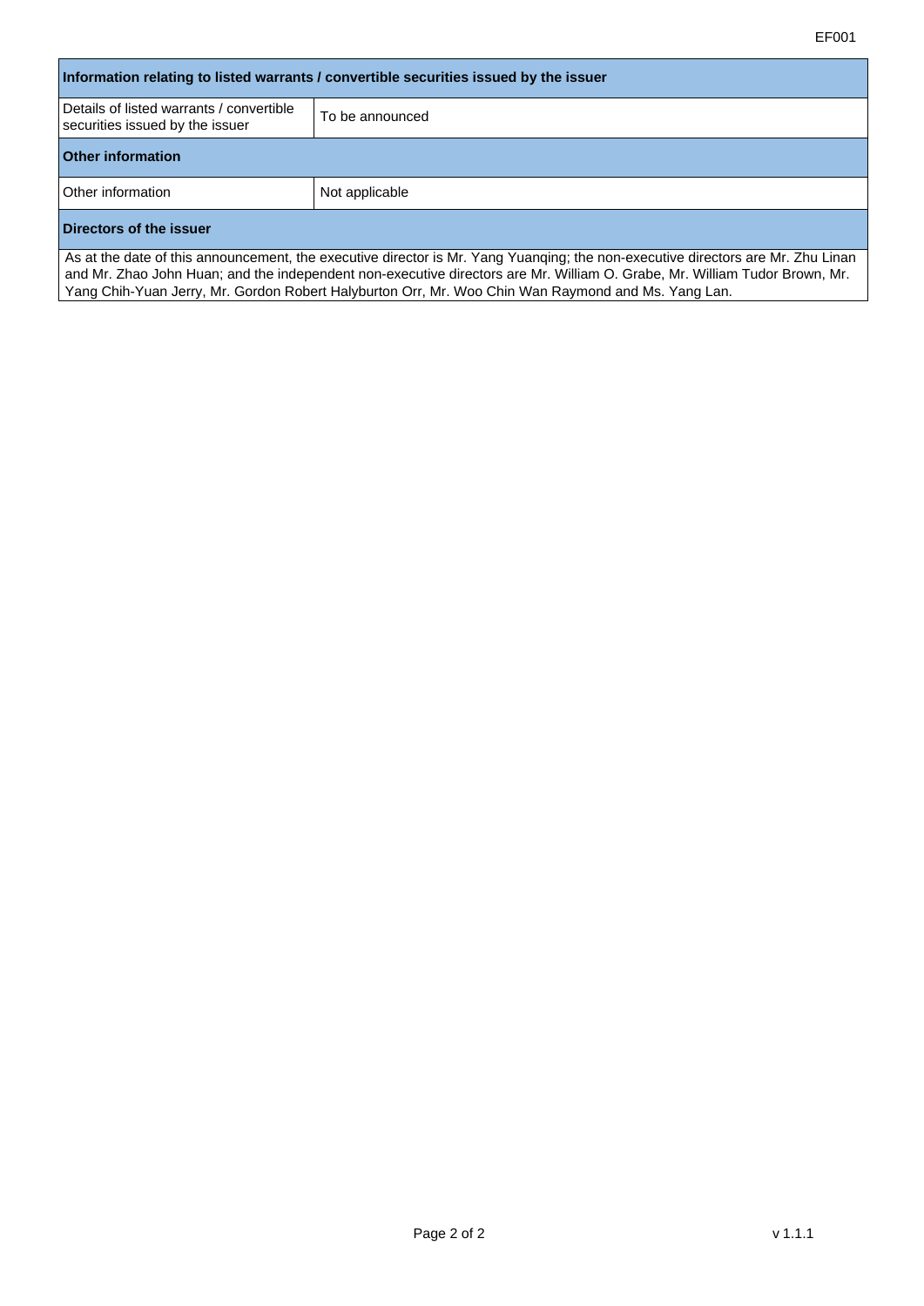## Information relating to listed warrants / convertible securities issued by the issuer

| | |
|---|---|
| Details of listed warrants / convertible securities issued by the issuer | To be announced |

## Other information

| | |
|---|---|
| Other information | Not applicable |

## Directors of the issuer

As at the date of this announcement, the executive director is Mr. Yang Yuanqing; the non-executive directors are Mr. Zhu Linan and Mr. Zhao John Huan; and the independent non-executive directors are Mr. William O. Grabe, Mr. William Tudor Brown, Mr. Yang Chih-Yuan Jerry, Mr. Gordon Robert Halyburton Orr, Mr. Woo Chin Wan Raymond and Ms. Yang Lan.